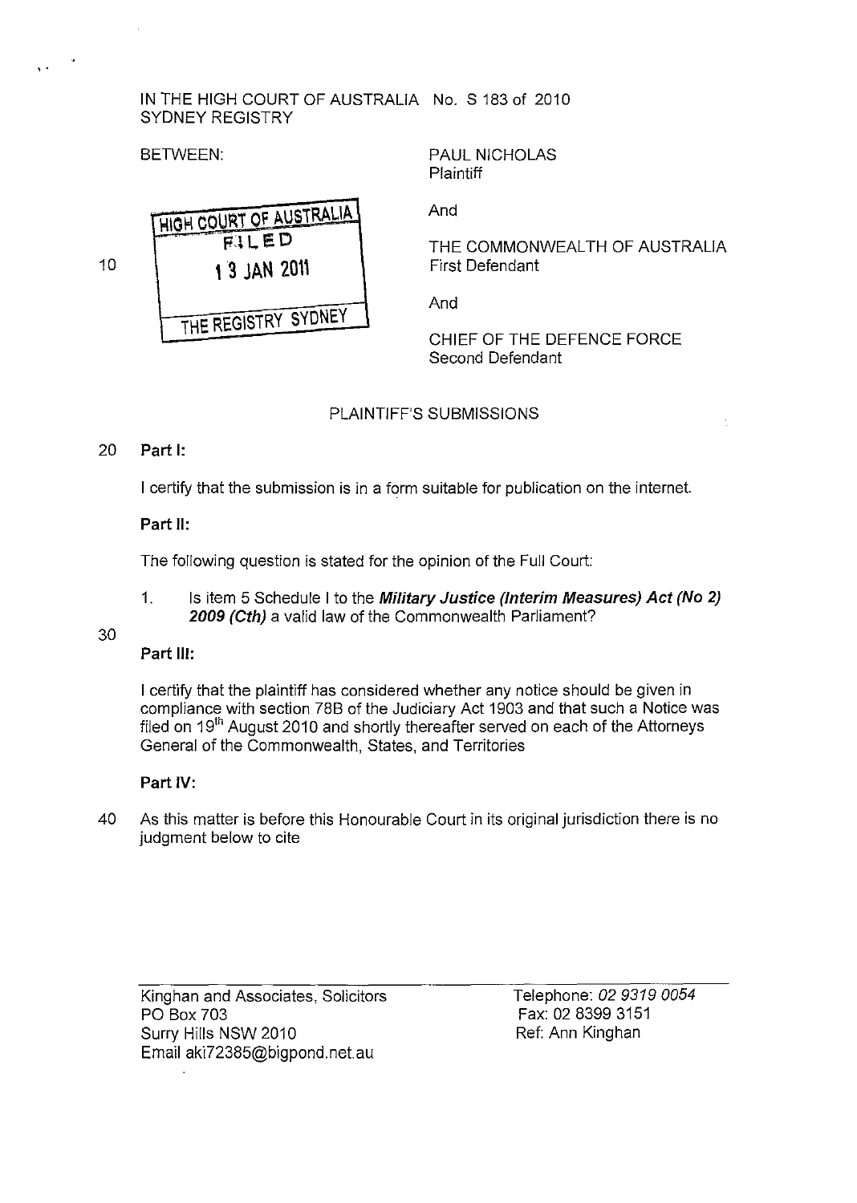IN THE HIGH COURT OF AUSTRALIA No. S 183 of 2010
SYDNEY REGISTRY

BETWEEN:

PAUL NICHOLAS
Plaintiff

And

THE COMMONWEALTH OF AUSTRALIA
First Defendant

And

CHIEF OF THE DEFENCE FORCE
Second Defendant

HIGH COURT OF AUSTRALIA
FILED
13 JAN 2011
THE REGISTRY SYDNEY

PLAINTIFF'S SUBMISSIONS

**Part I:**

I certify that the submission is in a form suitable for publication on the internet.

**Part II:**

The following question is stated for the opinion of the Full Court:

1. Is item 5 Schedule I to the ***Military Justice (Interim Measures) Act (No 2) 2009 (Cth)*** a valid law of the Commonwealth Parliament?

**Part III:**

I certify that the plaintiff has considered whether any notice should be given in compliance with section 78B of the Judiciary Act 1903 and that such a Notice was filed on 19th August 2010 and shortly thereafter served on each of the Attorneys General of the Commonwealth, States, and Territories

**Part IV:**

As this matter is before this Honourable Court in its original jurisdiction there is no judgment below to cite

---

Kinghan and Associates, Solicitors
PO Box 703
Surry Hills NSW 2010
Email aki72385@bigpond.net.au

Telephone: 02 9319 0054
Fax: 02 8399 3151
Ref: Ann Kinghan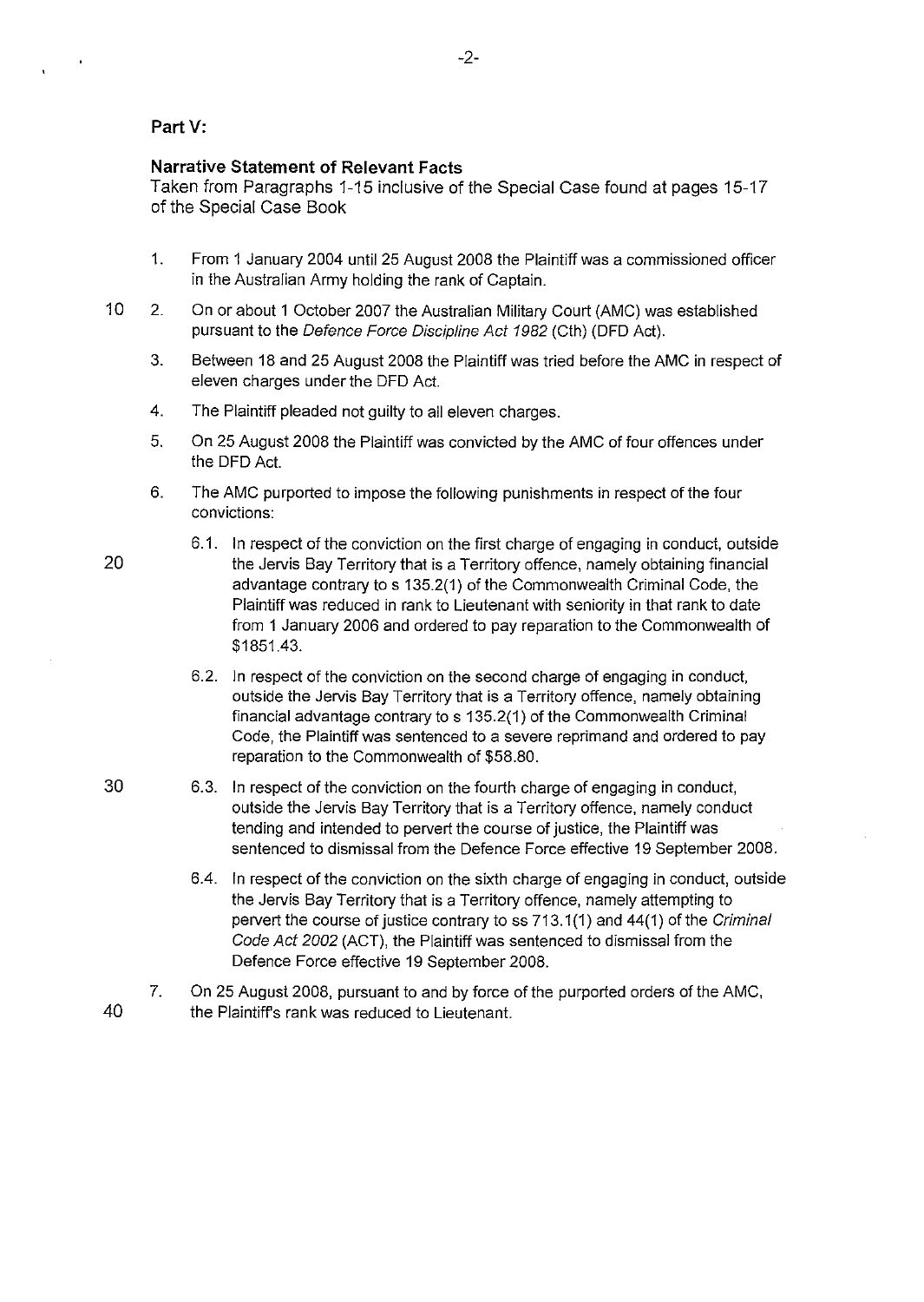## Part V:

### Narrative Statement of Relevant Facts

Taken from Paragraphs 1-15 inclusive of the Special Case found at pages 15-17 of the Special Case Book

1. From 1 January 2004 until 25 August 2008 the Plaintiff was a commissioned officer in the Australian Army holding the rank of Captain.

2. On or about 1 October 2007 the Australian Military Court (AMC) was established pursuant to the *Defence Force Discipline Act 1982* (Cth) (DFD Act).

3. Between 18 and 25 August 2008 the Plaintiff was tried before the AMC in respect of eleven charges under the DFD Act.

4. The Plaintiff pleaded not guilty to all eleven charges.

5. On 25 August 2008 the Plaintiff was convicted by the AMC of four offences under the DFD Act.

6. The AMC purported to impose the following punishments in respect of the four convictions:

   6.1. In respect of the conviction on the first charge of engaging in conduct, outside the Jervis Bay Territory that is a Territory offence, namely obtaining financial advantage contrary to s 135.2(1) of the Commonwealth Criminal Code, the Plaintiff was reduced in rank to Lieutenant with seniority in that rank to date from 1 January 2006 and ordered to pay reparation to the Commonwealth of $1851.43.

   6.2. In respect of the conviction on the second charge of engaging in conduct, outside the Jervis Bay Territory that is a Territory offence, namely obtaining financial advantage contrary to s 135.2(1) of the Commonwealth Criminal Code, the Plaintiff was sentenced to a severe reprimand and ordered to pay reparation to the Commonwealth of $58.80.

   6.3. In respect of the conviction on the fourth charge of engaging in conduct, outside the Jervis Bay Territory that is a Territory offence, namely conduct tending and intended to pervert the course of justice, the Plaintiff was sentenced to dismissal from the Defence Force effective 19 September 2008.

   6.4. In respect of the conviction on the sixth charge of engaging in conduct, outside the Jervis Bay Territory that is a Territory offence, namely attempting to pervert the course of justice contrary to ss 713.1(1) and 44(1) of the *Criminal Code Act 2002* (ACT), the Plaintiff was sentenced to dismissal from the Defence Force effective 19 September 2008.

7. On 25 August 2008, pursuant to and by force of the purported orders of the AMC, the Plaintiff's rank was reduced to Lieutenant.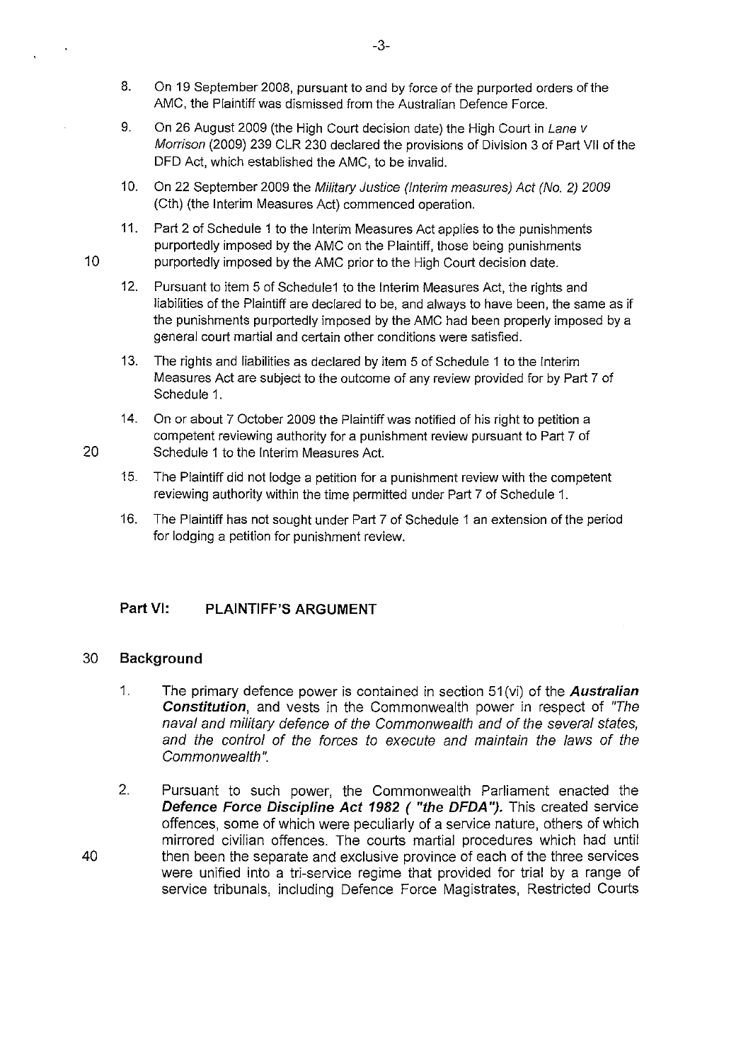8. On 19 September 2008, pursuant to and by force of the purported orders of the AMC, the Plaintiff was dismissed from the Australian Defence Force.

9. On 26 August 2009 (the High Court decision date) the High Court in *Lane v Morrison* (2009) 239 CLR 230 declared the provisions of Division 3 of Part VII of the DFD Act, which established the AMC, to be invalid.

10. On 22 September 2009 the *Military Justice (Interim measures) Act (No. 2) 2009* (Cth) (the Interim Measures Act) commenced operation.

11. Part 2 of Schedule 1 to the Interim Measures Act applies to the punishments purportedly imposed by the AMC on the Plaintiff, those being punishments purportedly imposed by the AMC prior to the High Court decision date.

12. Pursuant to item 5 of Schedule1 to the Interim Measures Act, the rights and liabilities of the Plaintiff are declared to be, and always to have been, the same as if the punishments purportedly imposed by the AMC had been properly imposed by a general court martial and certain other conditions were satisfied.

13. The rights and liabilities as declared by item 5 of Schedule 1 to the Interim Measures Act are subject to the outcome of any review provided for by Part 7 of Schedule 1.

14. On or about 7 October 2009 the Plaintiff was notified of his right to petition a competent reviewing authority for a punishment review pursuant to Part 7 of Schedule 1 to the Interim Measures Act.

15. The Plaintiff did not lodge a petition for a punishment review with the competent reviewing authority within the time permitted under Part 7 of Schedule 1.

16. The Plaintiff has not sought under Part 7 of Schedule 1 an extension of the period for lodging a petition for punishment review.

## Part VI: PLAINTIFF'S ARGUMENT

### Background

1. The primary defence power is contained in section 51(vi) of the ***Australian Constitution***, and vests in the Commonwealth power in respect of *"The naval and military defence of the Commonwealth and of the several states, and the control of the forces to execute and maintain the laws of the Commonwealth"*.

2. Pursuant to such power, the Commonwealth Parliament enacted the ***Defence Force Discipline Act 1982 ( "the DFDA").*** This created service offences, some of which were peculiarly of a service nature, others of which mirrored civilian offences. The courts martial procedures which had until then been the separate and exclusive province of each of the three services were unified into a tri-service regime that provided for trial by a range of service tribunals, including Defence Force Magistrates, Restricted Courts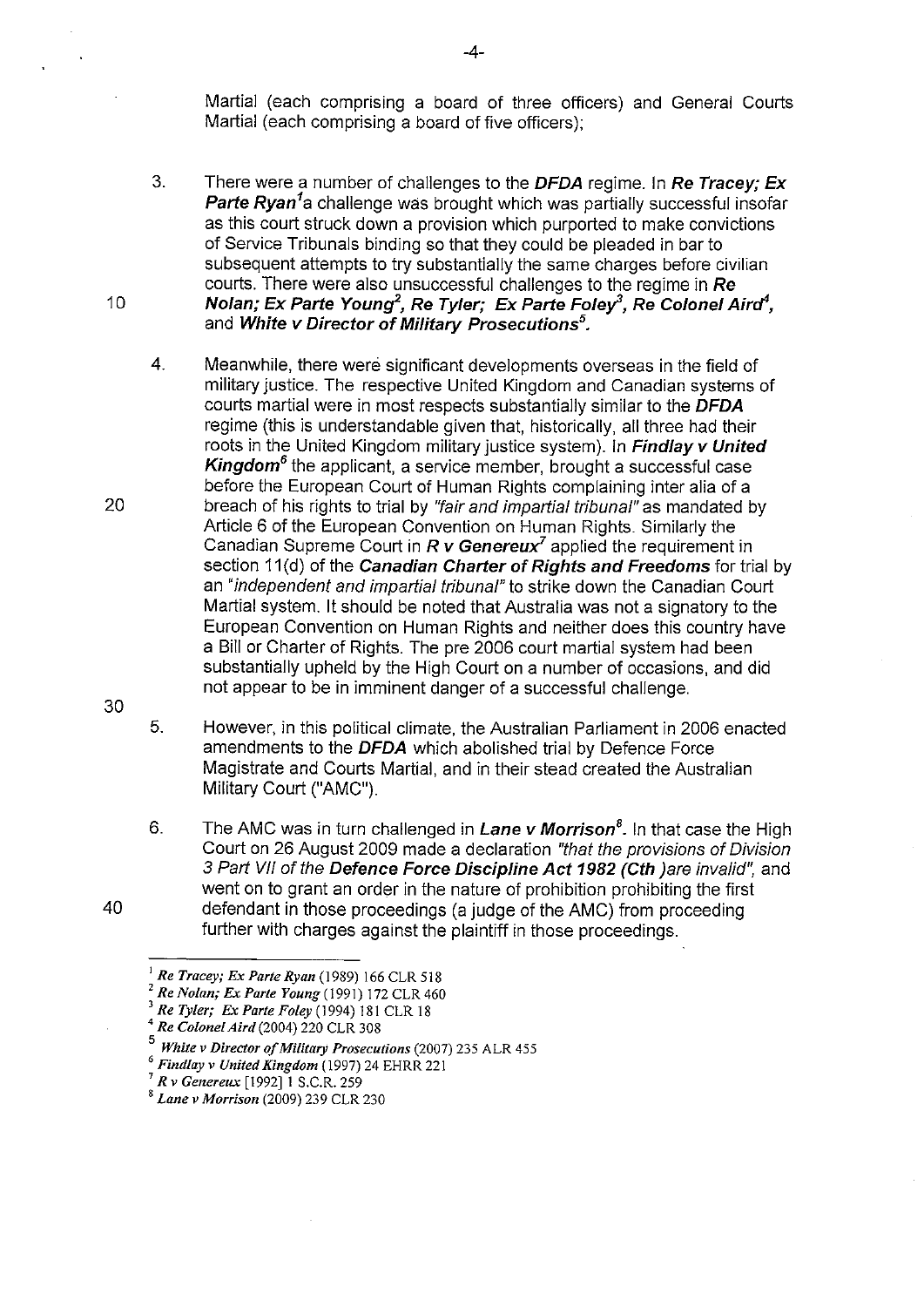Martial (each comprising a board of three officers) and General Courts Martial (each comprising a board of five officers);

3. There were a number of challenges to the ***DFDA*** regime. In ***Re Tracey; Ex Parte Ryan***[1] a challenge was brought which was partially successful insofar as this court struck down a provision which purported to make convictions of Service Tribunals binding so that they could be pleaded in bar to subsequent attempts to try substantially the same charges before civilian courts. There were also unsuccessful challenges to the regime in ***Re Nolan; Ex Parte Young***[2], ***Re Tyler; Ex Parte Foley***[3], ***Re Colonel Aird***[4], and ***White v Director of Military Prosecutions***[5].

4. Meanwhile, there were significant developments overseas in the field of military justice. The respective United Kingdom and Canadian systems of courts martial were in most respects substantially similar to the ***DFDA*** regime (this is understandable given that, historically, all three had their roots in the United Kingdom military justice system). In ***Findlay v United Kingdom***[6] the applicant, a service member, brought a successful case before the European Court of Human Rights complaining inter alia of a breach of his rights to trial by *"fair and impartial tribunal"* as mandated by Article 6 of the European Convention on Human Rights. Similarly the Canadian Supreme Court in ***R v Genereux***[7] applied the requirement in section 11(d) of the ***Canadian Charter of Rights and Freedoms*** for trial by an *"independent and impartial tribunal"* to strike down the Canadian Court Martial system. It should be noted that Australia was not a signatory to the European Convention on Human Rights and neither does this country have a Bill or Charter of Rights. The pre 2006 court martial system had been substantially upheld by the High Court on a number of occasions, and did not appear to be in imminent danger of a successful challenge.

5. However, in this political climate, the Australian Parliament in 2006 enacted amendments to the ***DFDA*** which abolished trial by Defence Force Magistrate and Courts Martial, and in their stead created the Australian Military Court ("AMC").

6. The AMC was in turn challenged in ***Lane v Morrison***[8]. In that case the High Court on 26 August 2009 made a declaration *"that the provisions of Division 3 Part VII of the* ***Defence Force Discipline Act 1982 (Cth*** *)are invalid"*, and went on to grant an order in the nature of prohibition prohibiting the first defendant in those proceedings (a judge of the AMC) from proceeding further with charges against the plaintiff in those proceedings.

---

[1] *Re Tracey; Ex Parte Ryan* (1989) 166 CLR 518

[2] *Re Nolan; Ex Parte Young* (1991) 172 CLR 460

[3] *Re Tyler; Ex Parte Foley* (1994) 181 CLR 18

[4] *Re Colonel Aird* (2004) 220 CLR 308

[5] *White v Director of Military Prosecutions* (2007) 235 ALR 455

[6] *Findlay v United Kingdom* (1997) 24 EHRR 221

[7] *R v Genereux* [1992] 1 S.C.R. 259

[8] *Lane v Morrison* (2009) 239 CLR 230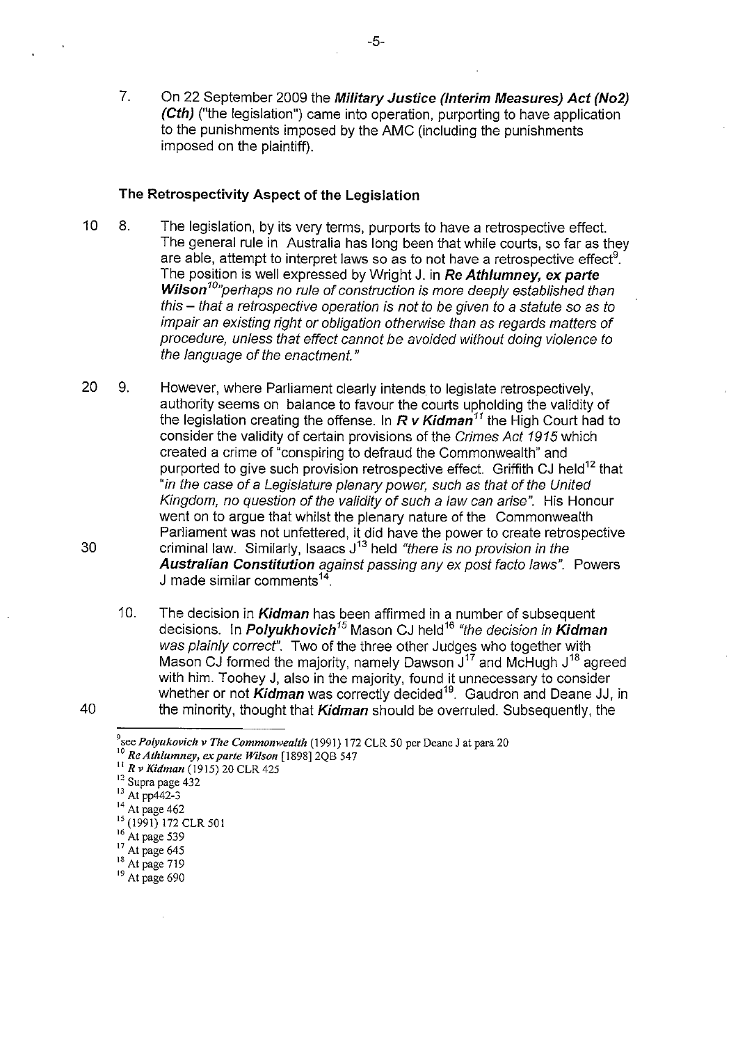7. On 22 September 2009 the ***Military Justice (Interim Measures) Act (No2) (Cth)*** ("the legislation") came into operation, purporting to have application to the punishments imposed by the AMC (including the punishments imposed on the plaintiff).

### The Retrospectivity Aspect of the Legislation

8. The legislation, by its very terms, purports to have a retrospective effect. The general rule in Australia has long been that while courts, so far as they are able, attempt to interpret laws so as to not have a retrospective effect[9]. The position is well expressed by Wright J. in ***Re Athlumney, ex parte Wilson***[10]*"perhaps no rule of construction is more deeply established than this – that a retrospective operation is not to be given to a statute so as to impair an existing right or obligation otherwise than as regards matters of procedure, unless that effect cannot be avoided without doing violence to the language of the enactment."*

9. However, where Parliament clearly intends to legislate retrospectively, authority seems on balance to favour the courts upholding the validity of the legislation creating the offense. In ***R v Kidman***[11] the High Court had to consider the validity of certain provisions of the *Crimes Act 1915* which created a crime of "conspiring to defraud the Commonwealth" and purported to give such provision retrospective effect. Griffith CJ held[12] that *"in the case of a Legislature plenary power, such as that of the United Kingdom, no question of the validity of such a law can arise".* His Honour went on to argue that whilst the plenary nature of the Commonwealth Parliament was not unfettered, it did have the power to create retrospective criminal law. Similarly, Isaacs J[13] held *"there is no provision in the* ***Australian Constitution*** *against passing any ex post facto laws".* Powers J made similar comments[14].

10. The decision in ***Kidman*** has been affirmed in a number of subsequent decisions. In ***Polyukhovich***[15] Mason CJ held[16] *"the decision in* ***Kidman*** *was plainly correct".* Two of the three other Judges who together with Mason CJ formed the majority, namely Dawson J[17] and McHugh J[18] agreed with him. Toohey J, also in the majority, found it unnecessary to consider whether or not ***Kidman*** was correctly decided[19]. Gaudron and Deane JJ, in the minority, thought that ***Kidman*** should be overruled. Subsequently, the

---

[9] see ***Polyukovich v The Commonwealth*** (1991) 172 CLR 50 per Deane J at para 20
[10] ***Re Athlumney, ex parte Wilson*** [1898] 2QB 547
[11] ***R v Kidman*** (1915) 20 CLR 425
[12] Supra page 432
[13] At pp442-3
[14] At page 462
[15] (1991) 172 CLR 501
[16] At page 539
[17] At page 645
[18] At page 719
[19] At page 690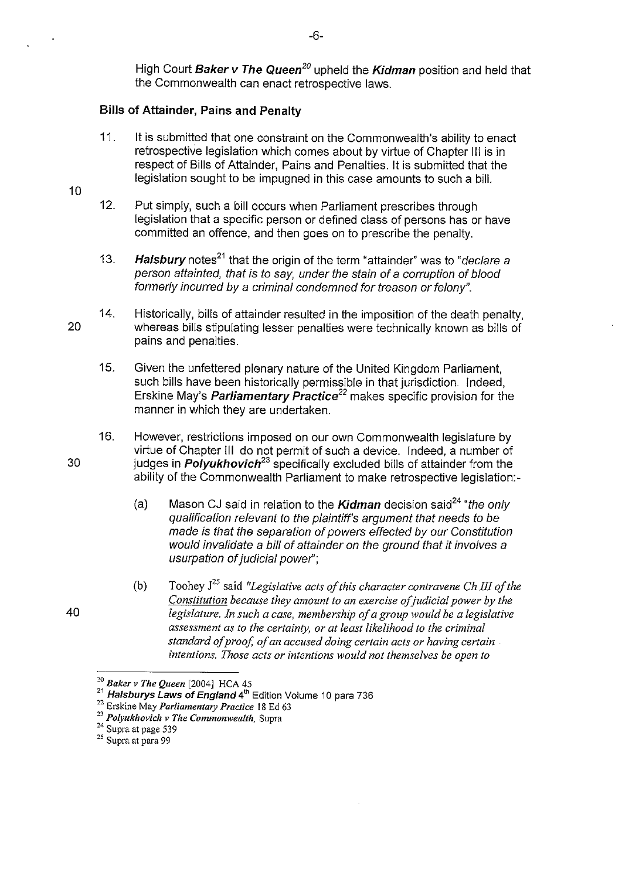High Court ***Baker v The Queen***[20] upheld the ***Kidman*** position and held that the Commonwealth can enact retrospective laws.

**Bills of Attainder, Pains and Penalty**

11. It is submitted that one constraint on the Commonwealth's ability to enact retrospective legislation which comes about by virtue of Chapter III is in respect of Bills of Attainder, Pains and Penalties. It is submitted that the legislation sought to be impugned in this case amounts to such a bill.

12. Put simply, such a bill occurs when Parliament prescribes through legislation that a specific person or defined class of persons has or have committed an offence, and then goes on to prescribe the penalty.

13. ***Halsbury*** notes[21] that the origin of the term "attainder" was to "*declare a person attainted, that is to say, under the stain of a corruption of blood formerly incurred by a criminal condemned for treason or felony*".

14. Historically, bills of attainder resulted in the imposition of the death penalty, whereas bills stipulating lesser penalties were technically known as bills of pains and penalties.

15. Given the unfettered plenary nature of the United Kingdom Parliament, such bills have been historically permissible in that jurisdiction. Indeed, Erskine May's ***Parliamentary Practice***[22] makes specific provision for the manner in which they are undertaken.

16. However, restrictions imposed on our own Commonwealth legislature by virtue of Chapter III do not permit of such a device. Indeed, a number of judges in ***Polyukhovich***[23] specifically excluded bills of attainder from the ability of the Commonwealth Parliament to make retrospective legislation:-

    (a) Mason CJ said in relation to the ***Kidman*** decision said[24] "*the only qualification relevant to the plaintiff's argument that needs to be made is that the separation of powers effected by our Constitution would invalidate a bill of attainder on the ground that it involves a usurpation of judicial power*";

    (b) Toohey J[25] said *"Legislative acts of this character contravene Ch III of the Constitution because they amount to an exercise of judicial power by the legislature. In such a case, membership of a group would be a legislative assessment as to the certainty, or at least likelihood to the criminal standard of proof, of an accused doing certain acts or having certain intentions. Those acts or intentions would not themselves be open to*

---

[20] *Baker v The Queen* [2004] HCA 45
[21] **Halsburys Laws of England** 4th Edition Volume 10 para 736
[22] Erskine May *Parliamentary Practice* 18 Ed 63
[23] *Polyukhovich v The Commonwealth*, Supra
[24] Supra at page 539
[25] Supra at para 99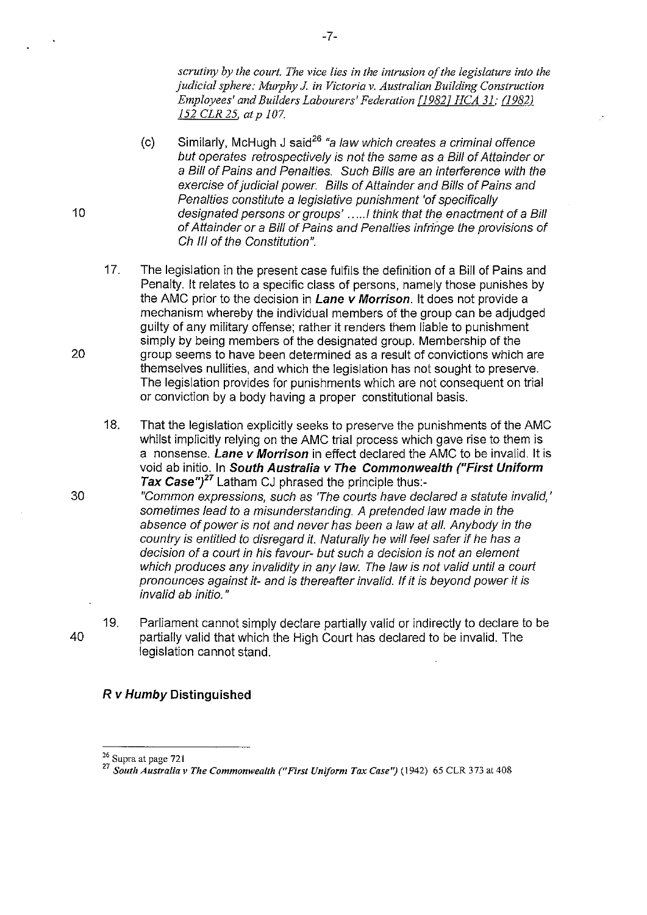*scrutiny by the court. The vice lies in the intrusion of the legislature into the judicial sphere: Murphy J. in Victoria v. Australian Building Construction Employees' and Builders Labourers' Federation [1982] HCA 31; (1982) 152 CLR 25, at p 107.*

(c) Similarly, McHugh J said[26] *"a law which creates a criminal offence but operates retrospectively is not the same as a Bill of Attainder or a Bill of Pains and Penalties. Such Bills are an interference with the exercise of judicial power. Bills of Attainder and Bills of Pains and Penalties constitute a legislative punishment 'of specifically designated persons or groups' .....I think that the enactment of a Bill of Attainder or a Bill of Pains and Penalties infringe the provisions of Ch III of the Constitution".*

17. The legislation in the present case fulfils the definition of a Bill of Pains and Penalty. It relates to a specific class of persons, namely those punishes by the AMC prior to the decision in ***Lane v Morrison***. It does not provide a mechanism whereby the individual members of the group can be adjudged guilty of any military offense; rather it renders them liable to punishment simply by being members of the designated group. Membership of the group seems to have been determined as a result of convictions which are themselves nullities, and which the legislation has not sought to preserve. The legislation provides for punishments which are not consequent on trial or conviction by a body having a proper constitutional basis.

18. That the legislation explicitly seeks to preserve the punishments of the AMC whilst implicitly relying on the AMC trial process which gave rise to them is a nonsense. ***Lane v Morrison*** in effect declared the AMC to be invalid. It is void ab initio. In ***South Australia v The Commonwealth ("First Uniform Tax Case")***[27] Latham CJ phrased the principle thus:-
*"Common expressions, such as 'The courts have declared a statute invalid,' sometimes lead to a misunderstanding. A pretended law made in the absence of power is not and never has been a law at all. Anybody in the country is entitled to disregard it. Naturally he will feel safer if he has a decision of a court in his favour- but such a decision is not an element which produces any invalidity in any law. The law is not valid until a court pronounces against it- and is thereafter invalid. If it is beyond power it is invalid ab initio."*

19. Parliament cannot simply declare partially valid or indirectly to declare to be partially valid that which the High Court has declared to be invalid. The legislation cannot stand.

### *R v Humby* Distinguished

---

[26] Supra at page 721

[27] ***South Australia v The Commonwealth ("First Uniform Tax Case")*** (1942) 65 CLR 373 at 408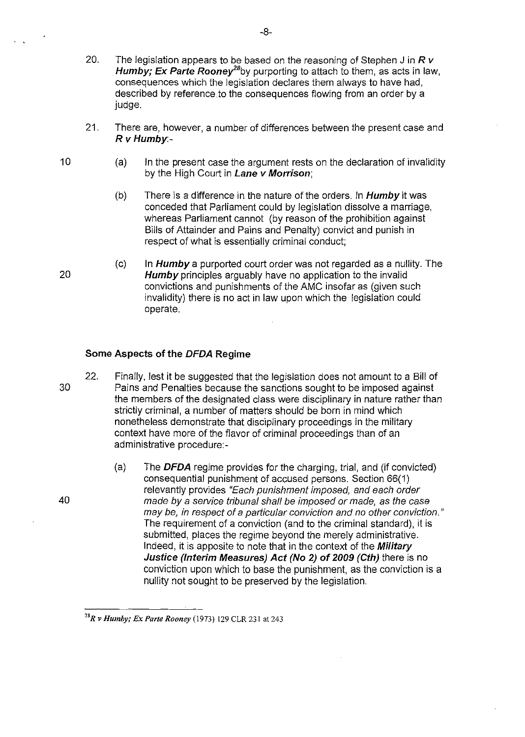20. The legislation appears to be based on the reasoning of Stephen J in ***R v Humby; Ex Parte Rooney***[28] by purporting to attach to them, as acts in law, consequences which the legislation declares them always to have had, described by reference to the consequences flowing from an order by a judge.

21. There are, however, a number of differences between the present case and ***R v Humby***:-

    (a) In the present case the argument rests on the declaration of invalidity by the High Court in ***Lane v Morrison***;

    (b) There is a difference in the nature of the orders. In ***Humby*** it was conceded that Parliament could by legislation dissolve a marriage, whereas Parliament cannot (by reason of the prohibition against Bills of Attainder and Pains and Penalty) convict and punish in respect of what is essentially criminal conduct;

    (c) In ***Humby*** a purported court order was not regarded as a nullity. The ***Humby*** principles arguably have no application to the invalid convictions and punishments of the AMC insofar as (given such invalidity) there is no act in law upon which the legislation could operate.

### Some Aspects of the *DFDA* Regime

22. Finally, lest it be suggested that the legislation does not amount to a Bill of Pains and Penalties because the sanctions sought to be imposed against the members of the designated class were disciplinary in nature rather than strictly criminal, a number of matters should be born in mind which nonetheless demonstrate that disciplinary proceedings in the military context have more of the flavor of criminal proceedings than of an administrative procedure:-

    (a) The ***DFDA*** regime provides for the charging, trial, and (if convicted) consequential punishment of accused persons. Section 66(1) relevantly provides *"Each punishment imposed, and each order made by a service tribunal shall be imposed or made, as the case may be, in respect of a particular conviction and no other conviction."* The requirement of a conviction (and to the criminal standard), it is submitted, places the regime beyond the merely administrative. Indeed, it is apposite to note that in the context of the ***Military Justice (Interim Measures) Act (No 2) of 2009 (Cth)*** there is no conviction upon which to base the punishment, as the conviction is a nullity not sought to be preserved by the legislation.

---

[28] *R v Humby; Ex Parte Rooney* (1973) 129 CLR 231 at 243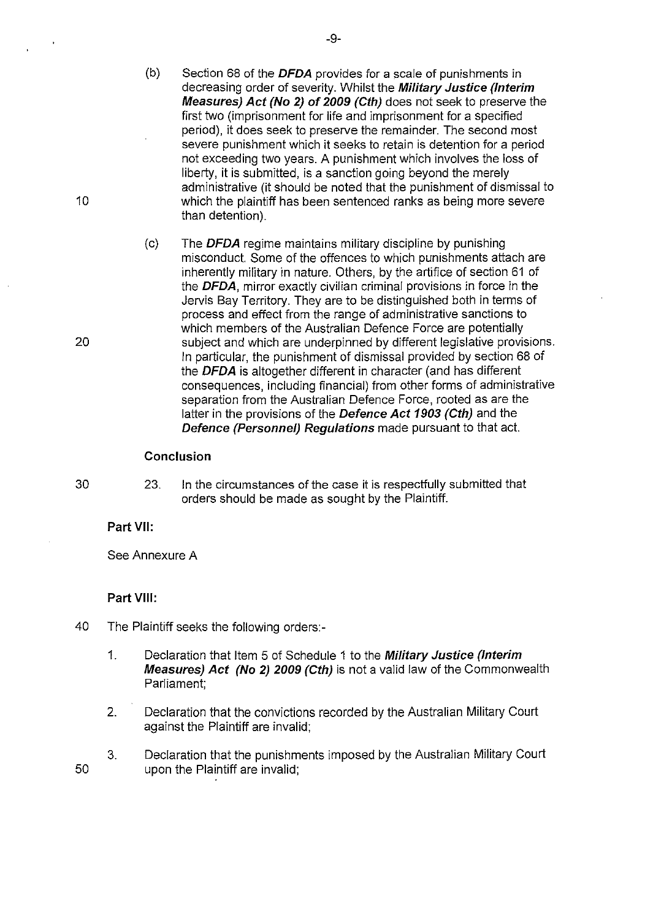(b) Section 68 of the ***DFDA*** provides for a scale of punishments in decreasing order of severity. Whilst the ***Military Justice (Interim Measures) Act (No 2) of 2009 (Cth)*** does not seek to preserve the first two (imprisonment for life and imprisonment for a specified period), it does seek to preserve the remainder. The second most severe punishment which it seeks to retain is detention for a period not exceeding two years. A punishment which involves the loss of liberty, it is submitted, is a sanction going beyond the merely administrative (it should be noted that the punishment of dismissal to which the plaintiff has been sentenced ranks as being more severe than detention).

(c) The ***DFDA*** regime maintains military discipline by punishing misconduct. Some of the offences to which punishments attach are inherently military in nature. Others, by the artifice of section 61 of the ***DFDA***, mirror exactly civilian criminal provisions in force in the Jervis Bay Territory. They are to be distinguished both in terms of process and effect from the range of administrative sanctions to which members of the Australian Defence Force are potentially subject and which are underpinned by different legislative provisions. In particular, the punishment of dismissal provided by section 68 of the ***DFDA*** is altogether different in character (and has different consequences, including financial) from other forms of administrative separation from the Australian Defence Force, rooted as are the latter in the provisions of the ***Defence Act 1903 (Cth)*** and the ***Defence (Personnel) Regulations*** made pursuant to that act.

**Conclusion**

23. In the circumstances of the case it is respectfully submitted that orders should be made as sought by the Plaintiff.

**Part VII:**

See Annexure A

**Part VIII:**

The Plaintiff seeks the following orders:-

1. Declaration that Item 5 of Schedule 1 to the ***Military Justice (Interim Measures) Act (No 2) 2009 (Cth)*** is not a valid law of the Commonwealth Parliament;
2. Declaration that the convictions recorded by the Australian Military Court against the Plaintiff are invalid;
3. Declaration that the punishments imposed by the Australian Military Court upon the Plaintiff are invalid;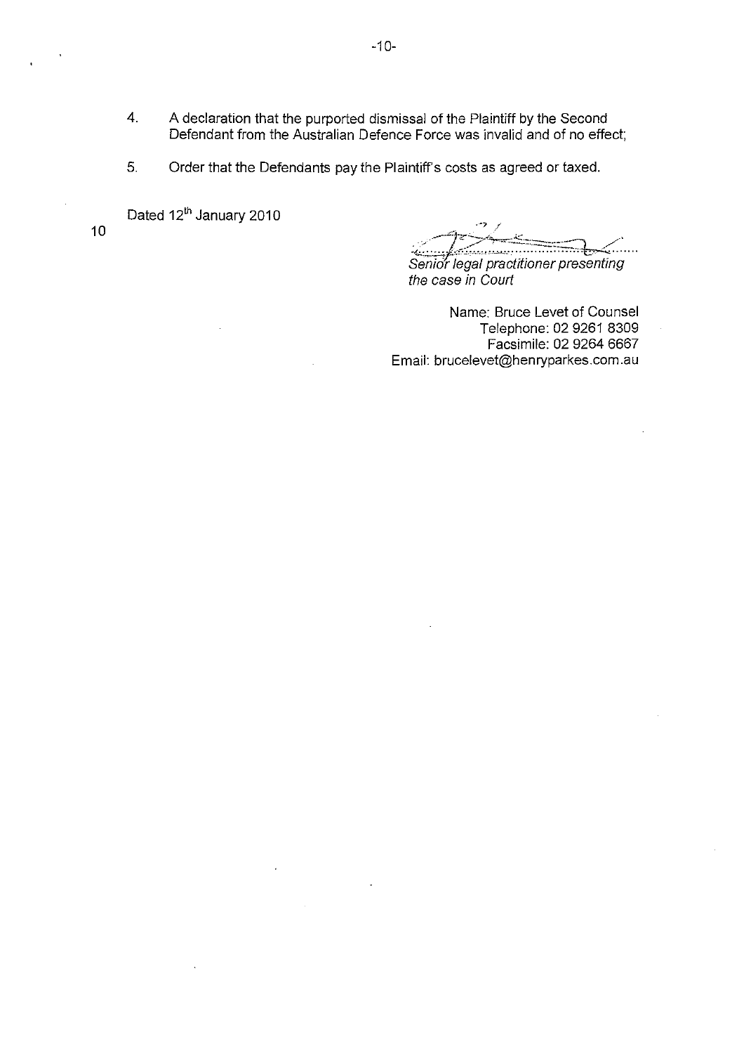4. A declaration that the purported dismissal of the Plaintiff by the Second Defendant from the Australian Defence Force was invalid and of no effect;

5. Order that the Defendants pay the Plaintiff's costs as agreed or taxed.

Dated 12th January 2010

*Senior legal practitioner presenting the case in Court*

Name: Bruce Levet of Counsel
Telephone: 02 9261 8309
Facsimile: 02 9264 6667
Email: brucelevet@henryparkes.com.au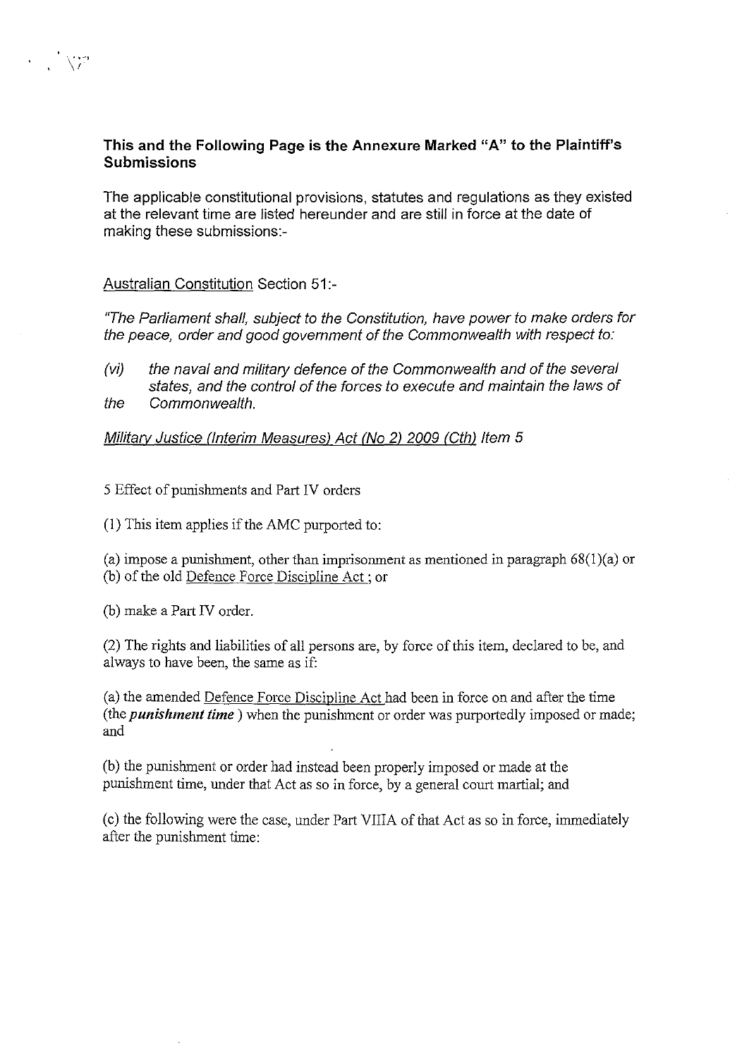**This and the Following Page is the Annexure Marked "A" to the Plaintiff's Submissions**

The applicable constitutional provisions, statutes and regulations as they existed at the relevant time are listed hereunder and are still in force at the date of making these submissions:-

Australian Constitution Section 51:-

*"The Parliament shall, subject to the Constitution, have power to make orders for the peace, order and good government of the Commonwealth with respect to:*

*(vi) the naval and military defence of the Commonwealth and of the several states, and the control of the forces to execute and maintain the laws of the Commonwealth.*

*Military Justice (Interim Measures) Act (No 2) 2009 (Cth) Item 5*

5 Effect of punishments and Part IV orders

(1) This item applies if the AMC purported to:

(a) impose a punishment, other than imprisonment as mentioned in paragraph 68(1)(a) or (b) of the old Defence Force Discipline Act ; or

(b) make a Part IV order.

(2) The rights and liabilities of all persons are, by force of this item, declared to be, and always to have been, the same as if:

(a) the amended Defence Force Discipline Act had been in force on and after the time (the ***punishment time*** ) when the punishment or order was purportedly imposed or made; and

(b) the punishment or order had instead been properly imposed or made at the punishment time, under that Act as so in force, by a general court martial; and

(c) the following were the case, under Part VIIIA of that Act as so in force, immediately after the punishment time: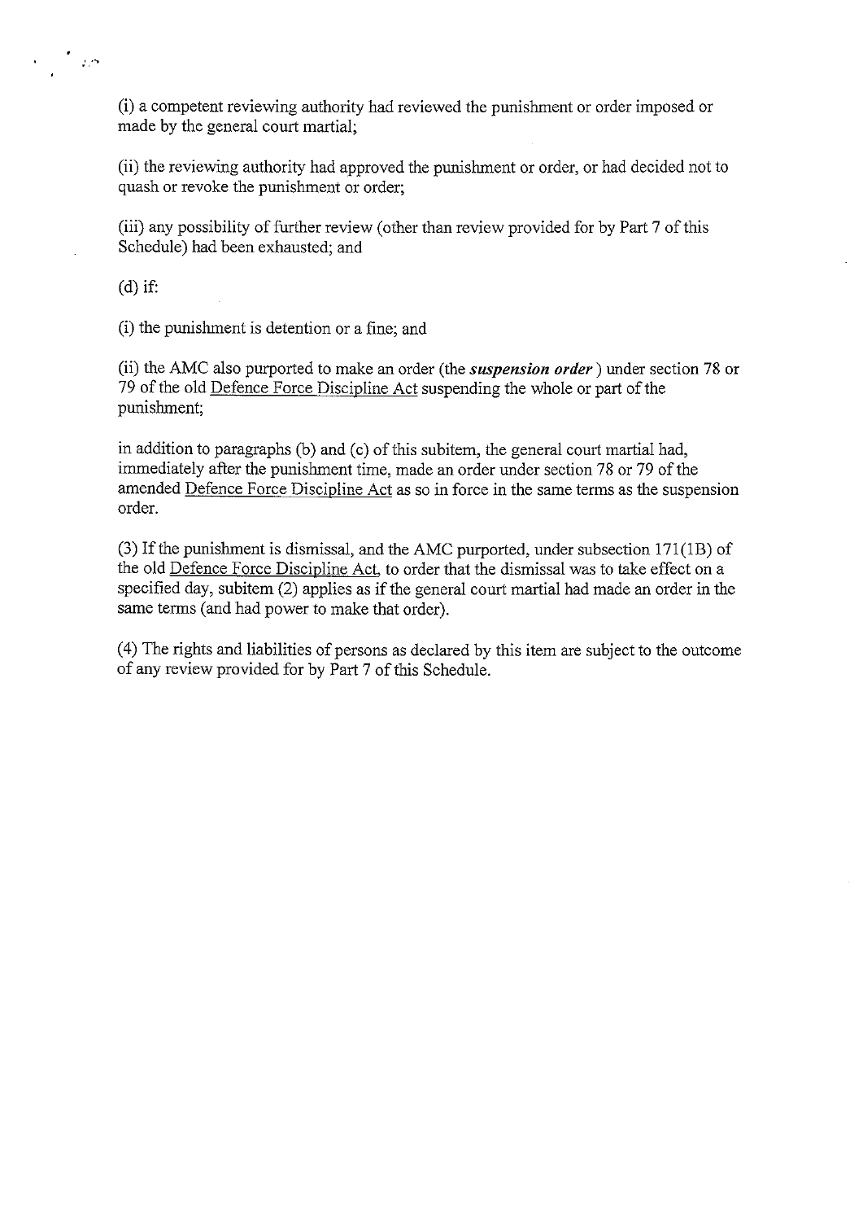(i) a competent reviewing authority had reviewed the punishment or order imposed or made by the general court martial;

(ii) the reviewing authority had approved the punishment or order, or had decided not to quash or revoke the punishment or order;

(iii) any possibility of further review (other than review provided for by Part 7 of this Schedule) had been exhausted; and

(d) if:

(i) the punishment is detention or a fine; and

(ii) the AMC also purported to make an order (the ***suspension order***) under section 78 or 79 of the old Defence Force Discipline Act suspending the whole or part of the punishment;

in addition to paragraphs (b) and (c) of this subitem, the general court martial had, immediately after the punishment time, made an order under section 78 or 79 of the amended Defence Force Discipline Act as so in force in the same terms as the suspension order.

(3) If the punishment is dismissal, and the AMC purported, under subsection 171(1B) of the old Defence Force Discipline Act, to order that the dismissal was to take effect on a specified day, subitem (2) applies as if the general court martial had made an order in the same terms (and had power to make that order).

(4) The rights and liabilities of persons as declared by this item are subject to the outcome of any review provided for by Part 7 of this Schedule.